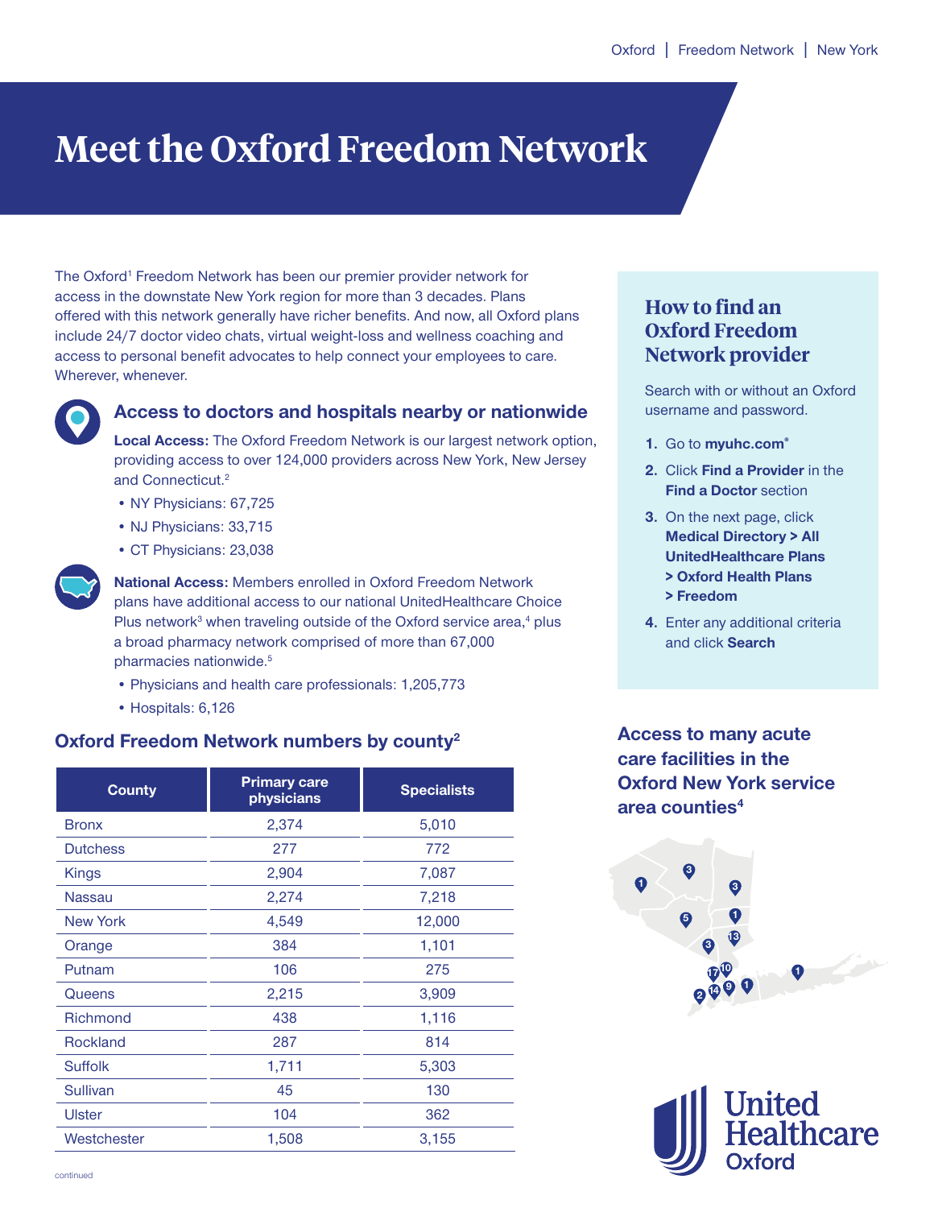# Meet the Oxford Freedom Network

The Oxford[1] Freedom Network has been our premier provider network for access in the downstate New York region for more than 3 decades. Plans offered with this network generally have richer benefits. And now, all Oxford plans include 24/7 doctor video chats, virtual weight-loss and wellness coaching and access to personal benefit advocates to help connect your employees to care. Wherever, whenever.

## Access to doctors and hospitals nearby or nationwide

**Local Access:** The Oxford Freedom Network is our largest network option, providing access to over 124,000 providers across New York, New Jersey and Connecticut.[2]

- NY Physicians: 67,725
- NJ Physicians: 33,715
- CT Physicians: 23,038

**National Access:** Members enrolled in Oxford Freedom Network plans have additional access to our national UnitedHealthcare Choice Plus network[3] when traveling outside of the Oxford service area,[4] plus a broad pharmacy network comprised of more than 67,000 pharmacies nationwide.[5]

- Physicians and health care professionals: 1,205,773
- Hospitals: 6,126

## Oxford Freedom Network numbers by county[2]

| County | Primary care physicians | Specialists |
|---|---|---|
| Bronx | 2,374 | 5,010 |
| Dutchess | 277 | 772 |
| Kings | 2,904 | 7,087 |
| Nassau | 2,274 | 7,218 |
| New York | 4,549 | 12,000 |
| Orange | 384 | 1,101 |
| Putnam | 106 | 275 |
| Queens | 2,215 | 3,909 |
| Richmond | 438 | 1,116 |
| Rockland | 287 | 814 |
| Suffolk | 1,711 | 5,303 |
| Sullivan | 45 | 130 |
| Ulster | 104 | 362 |
| Westchester | 1,508 | 3,155 |

## How to find an Oxford Freedom Network provider

Search with or without an Oxford username and password.

1. Go to **myuhc.com**®
2. Click **Find a Provider** in the **Find a Doctor** section
3. On the next page, click **Medical Directory > All UnitedHealthcare Plans > Oxford Health Plans > Freedom**
4. Enter any additional criteria and click **Search**

## Access to many acute care facilities in the Oxford New York service area counties[4]

continued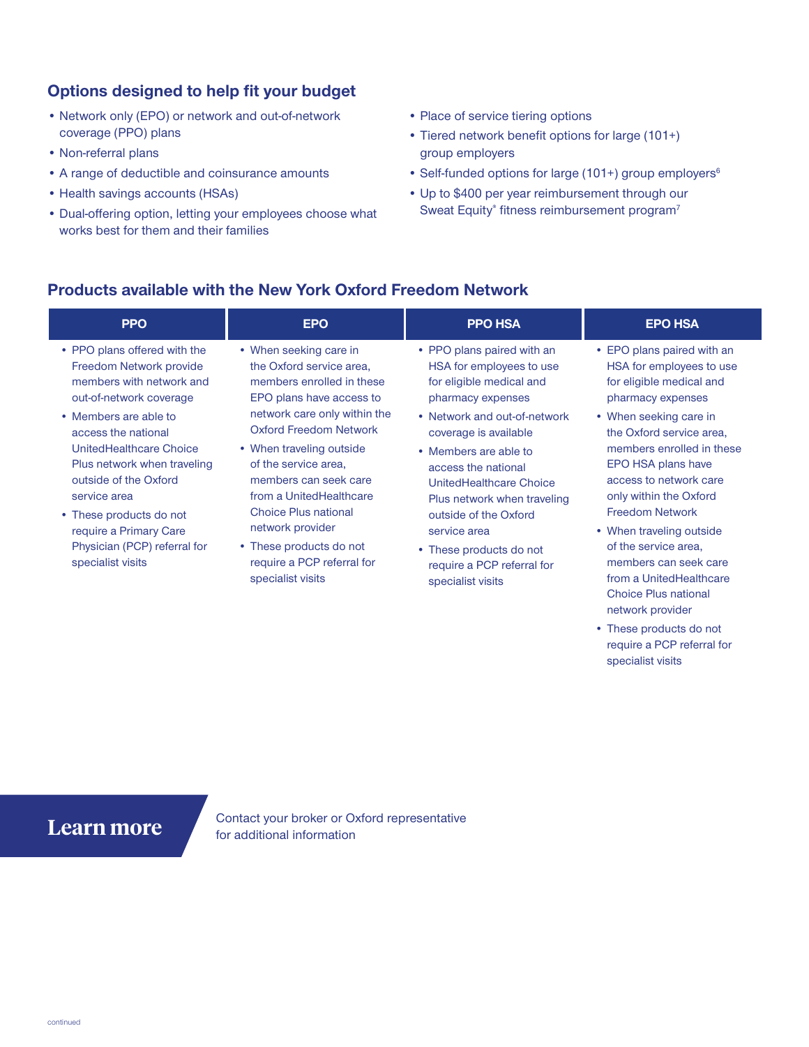## Options designed to help fit your budget

- Network only (EPO) or network and out-of-network coverage (PPO) plans
- Non-referral plans
- A range of deductible and coinsurance amounts
- Health savings accounts (HSAs)
- Dual-offering option, letting your employees choose what works best for them and their families
- Place of service tiering options
- Tiered network benefit options for large (101+) group employers
- Self-funded options for large (101+) group employers[6]
- Up to $400 per year reimbursement through our Sweat Equity® fitness reimbursement program[7]

## Products available with the New York Oxford Freedom Network

| PPO | EPO | PPO HSA | EPO HSA |
|---|---|---|---|
| • PPO plans offered with the Freedom Network provide members with network and out-of-network coverage<br>• Members are able to access the national UnitedHealthcare Choice Plus network when traveling outside of the Oxford service area<br>• These products do not require a Primary Care Physician (PCP) referral for specialist visits | • When seeking care in the Oxford service area, members enrolled in these EPO plans have access to network care only within the Oxford Freedom Network<br>• When traveling outside of the service area, members can seek care from a UnitedHealthcare Choice Plus national network provider<br>• These products do not require a PCP referral for specialist visits | • PPO plans paired with an HSA for employees to use for eligible medical and pharmacy expenses<br>• Network and out-of-network coverage is available<br>• Members are able to access the national UnitedHealthcare Choice Plus network when traveling outside of the Oxford service area<br>• These products do not require a PCP referral for specialist visits | • EPO plans paired with an HSA for employees to use for eligible medical and pharmacy expenses<br>• When seeking care in the Oxford service area, members enrolled in these EPO HSA plans have access to network care only within the Oxford Freedom Network<br>• When traveling outside of the service area, members can seek care from a UnitedHealthcare Choice Plus national network provider<br>• These products do not require a PCP referral for specialist visits |

## Learn more

Contact your broker or Oxford representative for additional information

continued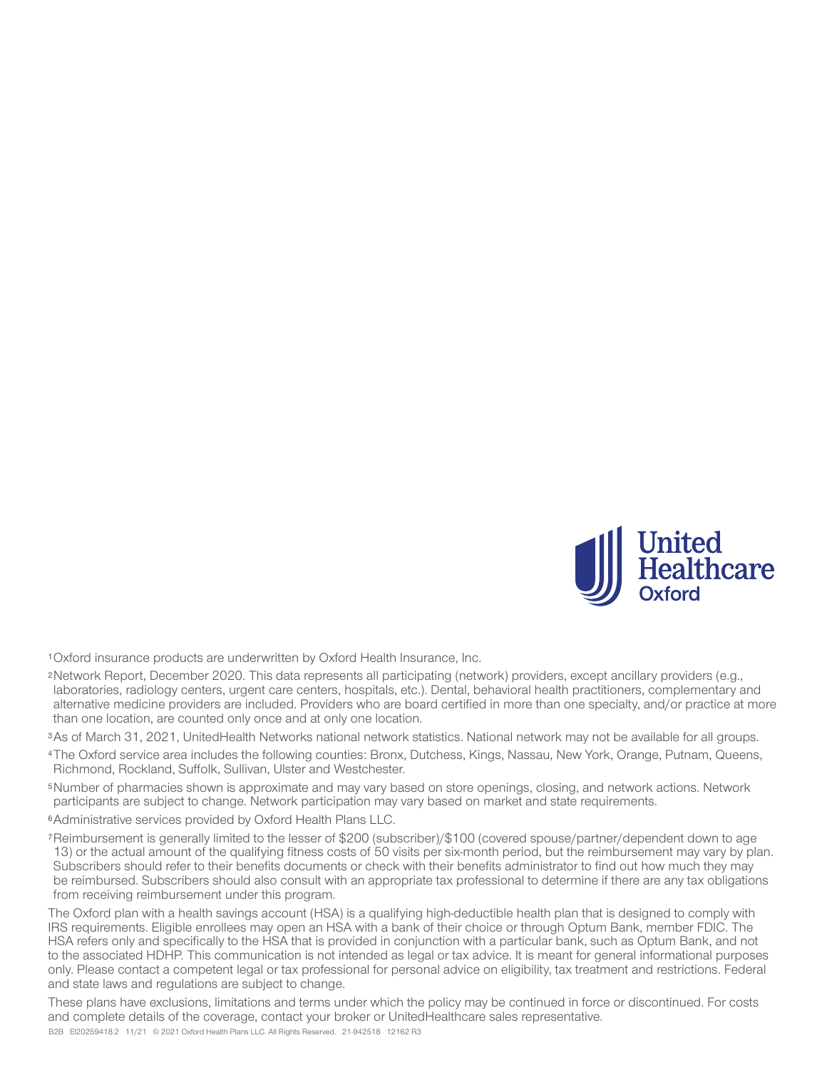United Healthcare Oxford

[1] Oxford insurance products are underwritten by Oxford Health Insurance, Inc.

[2] Network Report, December 2020. This data represents all participating (network) providers, except ancillary providers (e.g., laboratories, radiology centers, urgent care centers, hospitals, etc.). Dental, behavioral health practitioners, complementary and alternative medicine providers are included. Providers who are board certified in more than one specialty, and/or practice at more than one location, are counted only once and at only one location.

[3] As of March 31, 2021, UnitedHealth Networks national network statistics. National network may not be available for all groups.

[4] The Oxford service area includes the following counties: Bronx, Dutchess, Kings, Nassau, New York, Orange, Putnam, Queens, Richmond, Rockland, Suffolk, Sullivan, Ulster and Westchester.

[5] Number of pharmacies shown is approximate and may vary based on store openings, closing, and network actions. Network participants are subject to change. Network participation may vary based on market and state requirements.

[6] Administrative services provided by Oxford Health Plans LLC.

[7] Reimbursement is generally limited to the lesser of $200 (subscriber)/$100 (covered spouse/partner/dependent down to age 13) or the actual amount of the qualifying fitness costs of 50 visits per six-month period, but the reimbursement may vary by plan. Subscribers should refer to their benefits documents or check with their benefits administrator to find out how much they may be reimbursed. Subscribers should also consult with an appropriate tax professional to determine if there are any tax obligations from receiving reimbursement under this program.

The Oxford plan with a health savings account (HSA) is a qualifying high-deductible health plan that is designed to comply with IRS requirements. Eligible enrollees may open an HSA with a bank of their choice or through Optum Bank, member FDIC. The HSA refers only and specifically to the HSA that is provided in conjunction with a particular bank, such as Optum Bank, and not to the associated HDHP. This communication is not intended as legal or tax advice. It is meant for general informational purposes only. Please contact a competent legal or tax professional for personal advice on eligibility, tax treatment and restrictions. Federal and state laws and regulations are subject to change.

These plans have exclusions, limitations and terms under which the policy may be continued in force or discontinued. For costs and complete details of the coverage, contact your broker or UnitedHealthcare sales representative.

B2B EI20259418.2 11/21 © 2021 Oxford Health Plans LLC. All Rights Reserved. 21-942518 12162 R3